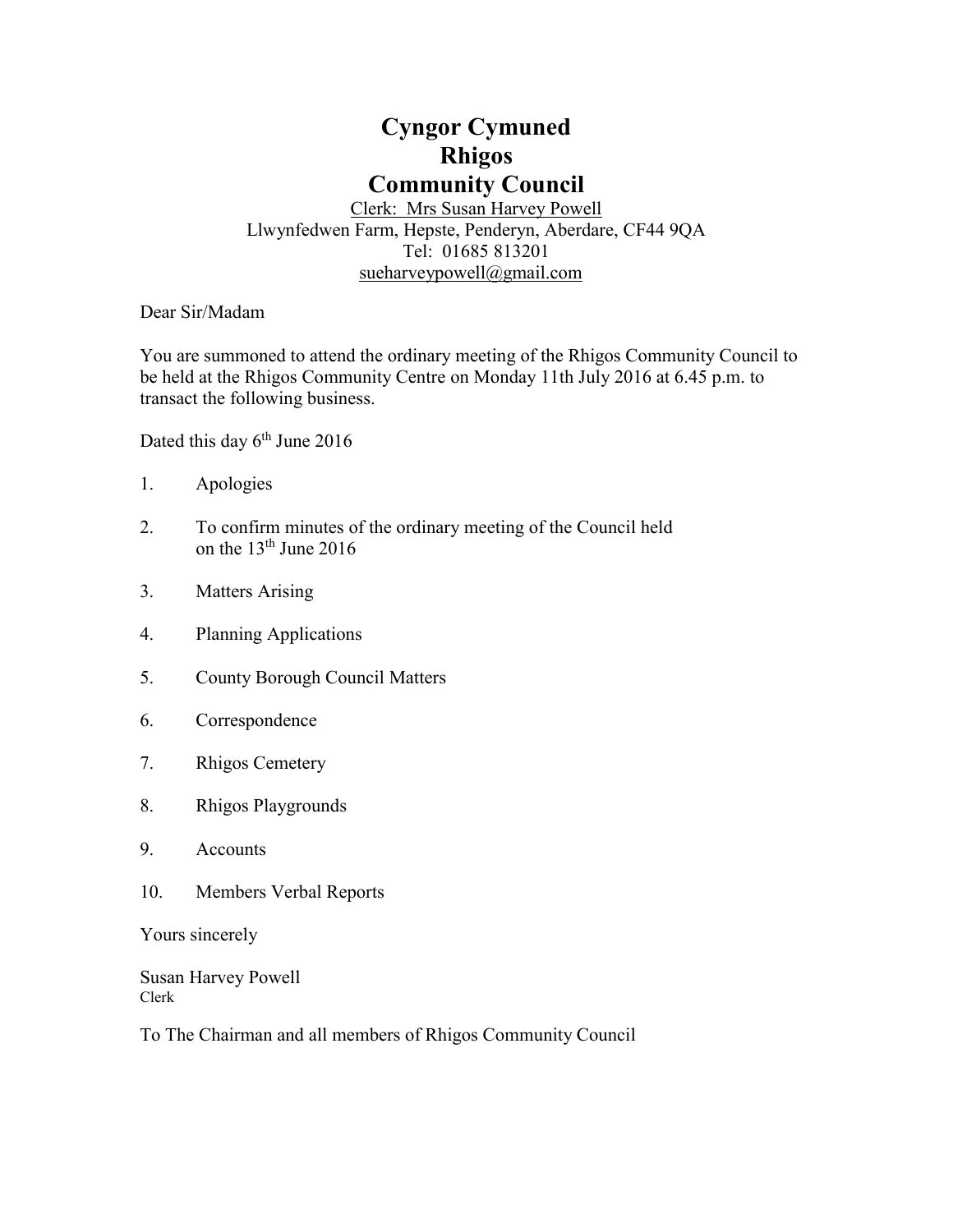# Cyngor Cymuned
# Rhigos
# Community Council

Clerk: Mrs Susan Harvey Powell
Llwynfedwen Farm, Hepste, Penderyn, Aberdare, CF44 9QA
Tel: 01685 813201
sueharveypowell@gmail.com

Dear Sir/Madam

You are summoned to attend the ordinary meeting of the Rhigos Community Council to be held at the Rhigos Community Centre on Monday 11th July 2016 at 6.45 p.m. to transact the following business.

Dated this day 6th June 2016

1. Apologies
2. To confirm minutes of the ordinary meeting of the Council held on the 13th June 2016
3. Matters Arising
4. Planning Applications
5. County Borough Council Matters
6. Correspondence
7. Rhigos Cemetery
8. Rhigos Playgrounds
9. Accounts
10. Members Verbal Reports

Yours sincerely

Susan Harvey Powell
Clerk

To The Chairman and all members of Rhigos Community Council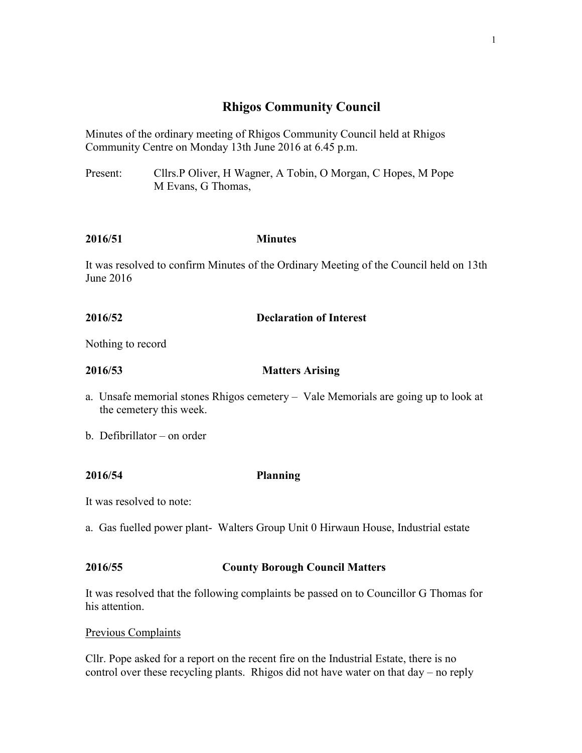# Rhigos Community Council

Minutes of the ordinary meeting of Rhigos Community Council held at Rhigos Community Centre on Monday 13th June 2016 at 6.45 p.m.

Present: Cllrs.P Oliver, H Wagner, A Tobin, O Morgan, C Hopes, M Pope M Evans, G Thomas,

**2016/51 Minutes**

It was resolved to confirm Minutes of the Ordinary Meeting of the Council held on 13th June 2016

**2016/52 Declaration of Interest**

Nothing to record

**2016/53 Matters Arising**

a. Unsafe memorial stones Rhigos cemetery – Vale Memorials are going up to look at the cemetery this week.

b. Defibrillator – on order

**2016/54 Planning**

It was resolved to note:

a. Gas fuelled power plant- Walters Group Unit 0 Hirwaun House, Industrial estate

**2016/55 County Borough Council Matters**

It was resolved that the following complaints be passed on to Councillor G Thomas for his attention.

Previous Complaints

Cllr. Pope asked for a report on the recent fire on the Industrial Estate, there is no control over these recycling plants. Rhigos did not have water on that day – no reply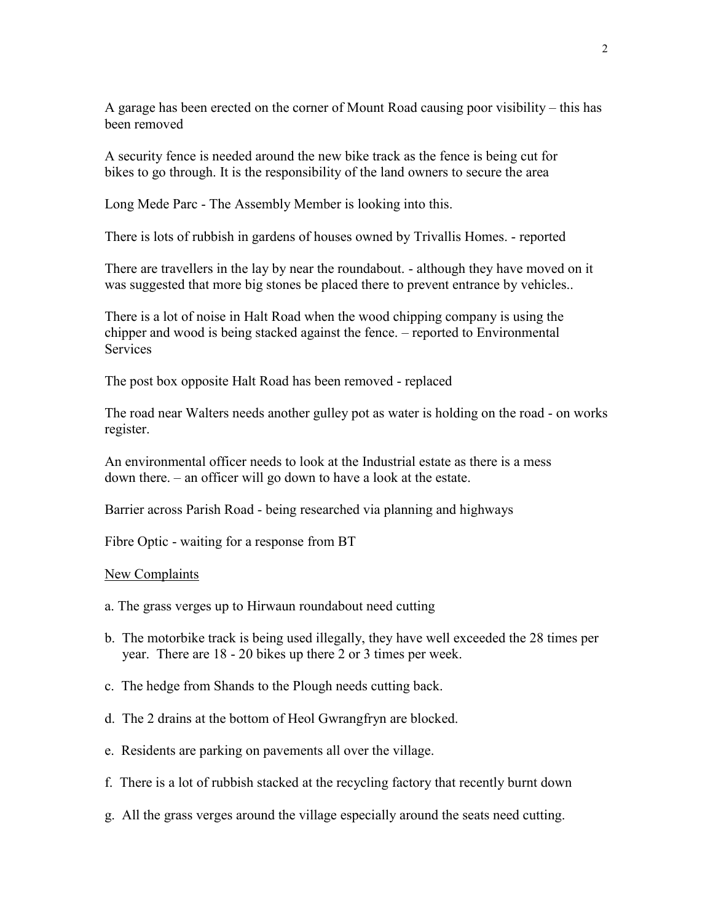A garage has been erected on the corner of Mount Road causing poor visibility – this has been removed

A security fence is needed around the new bike track as the fence is being cut for bikes to go through. It is the responsibility of the land owners to secure the area

Long Mede Parc - The Assembly Member is looking into this.

There is lots of rubbish in gardens of houses owned by Trivallis Homes. - reported

There are travellers in the lay by near the roundabout. - although they have moved on it was suggested that more big stones be placed there to prevent entrance by vehicles..

There is a lot of noise in Halt Road when the wood chipping company is using the chipper and wood is being stacked against the fence. – reported to Environmental Services

The post box opposite Halt Road has been removed - replaced

The road near Walters needs another gulley pot as water is holding on the road - on works register.

An environmental officer needs to look at the Industrial estate as there is a mess down there. – an officer will go down to have a look at the estate.

Barrier across Parish Road - being researched via planning and highways

Fibre Optic - waiting for a response from BT

<u>New Complaints</u>

a. The grass verges up to Hirwaun roundabout need cutting

b. The motorbike track is being used illegally, they have well exceeded the 28 times per year. There are 18 - 20 bikes up there 2 or 3 times per week.

c. The hedge from Shands to the Plough needs cutting back.

d. The 2 drains at the bottom of Heol Gwrangfryn are blocked.

e. Residents are parking on pavements all over the village.

f. There is a lot of rubbish stacked at the recycling factory that recently burnt down

g. All the grass verges around the village especially around the seats need cutting.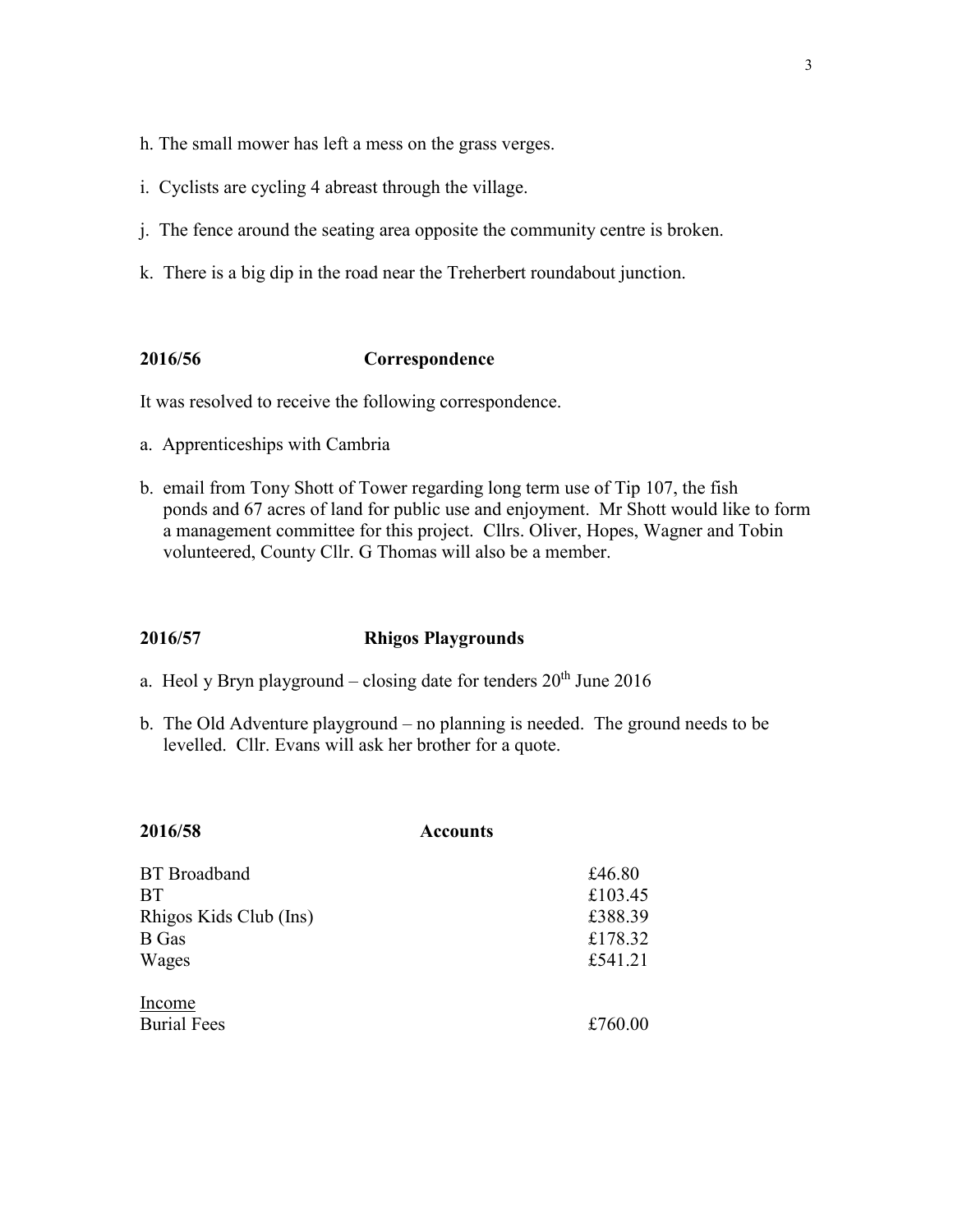h. The small mower has left a mess on the grass verges.

i. Cyclists are cycling 4 abreast through the village.

j. The fence around the seating area opposite the community centre is broken.

k. There is a big dip in the road near the Treherbert roundabout junction.

**2016/56 Correspondence**

It was resolved to receive the following correspondence.

a. Apprenticeships with Cambria

b. email from Tony Shott of Tower regarding long term use of Tip 107, the fish ponds and 67 acres of land for public use and enjoyment. Mr Shott would like to form a management committee for this project. Cllrs. Oliver, Hopes, Wagner and Tobin volunteered, County Cllr. G Thomas will also be a member.

**2016/57 Rhigos Playgrounds**

a. Heol y Bryn playground – closing date for tenders 20th June 2016

b. The Old Adventure playground – no planning is needed. The ground needs to be levelled. Cllr. Evans will ask her brother for a quote.

**2016/58 Accounts**

| | |
|---|---|
| BT Broadband | £46.80 |
| BT | £103.45 |
| Rhigos Kids Club (Ins) | £388.39 |
| B Gas | £178.32 |
| Wages | £541.21 |
| Income | |
| Burial Fees | £760.00 |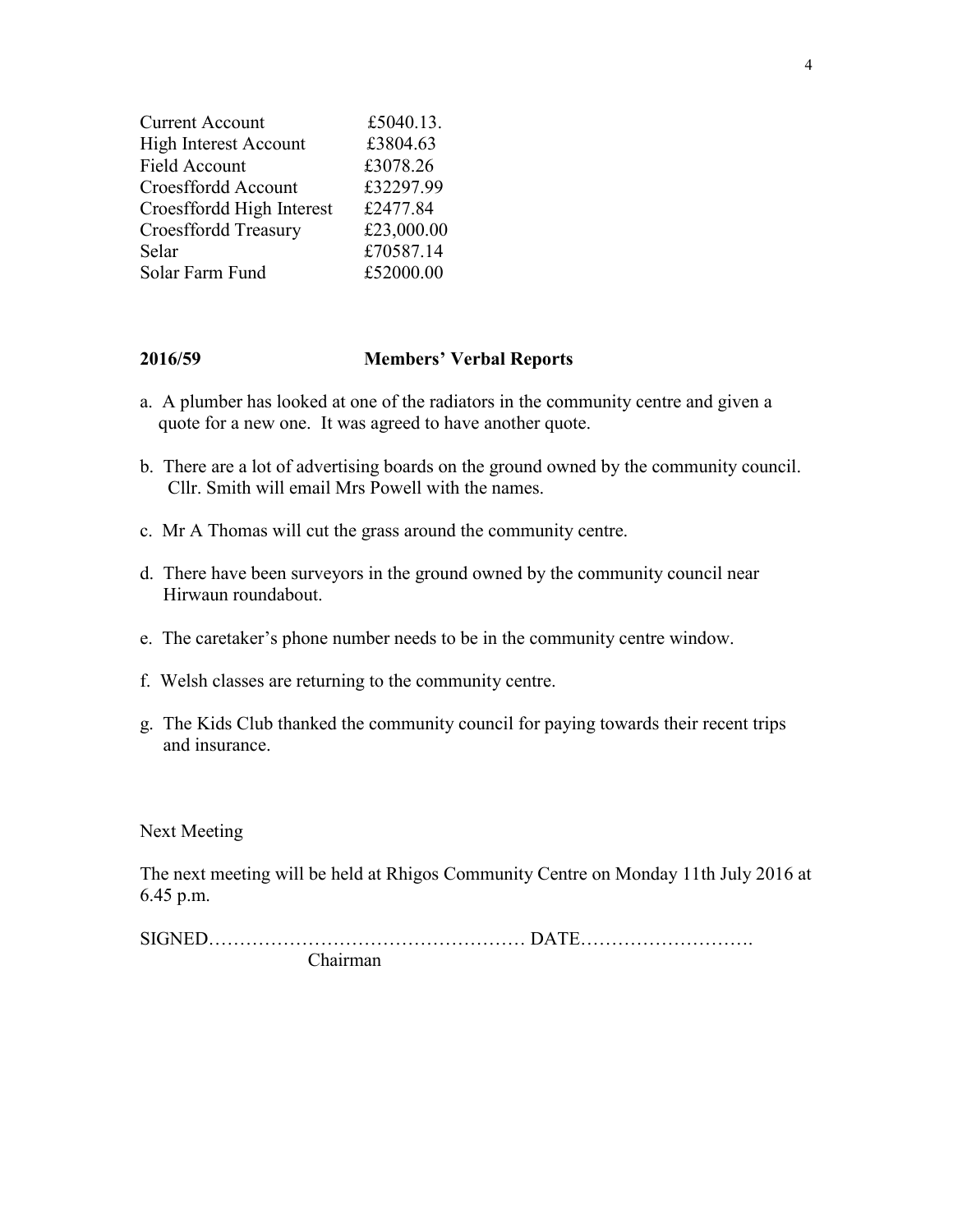| | |
|---|---|
| Current Account | £5040.13. |
| High Interest Account | £3804.63 |
| Field Account | £3078.26 |
| Croesffordd Account | £32297.99 |
| Croesffordd High Interest | £2477.84 |
| Croesffordd Treasury | £23,000.00 |
| Selar | £70587.14 |
| Solar Farm Fund | £52000.00 |

**2016/59 Members' Verbal Reports**

a. A plumber has looked at one of the radiators in the community centre and given a quote for a new one. It was agreed to have another quote.

b. There are a lot of advertising boards on the ground owned by the community council. Cllr. Smith will email Mrs Powell with the names.

c. Mr A Thomas will cut the grass around the community centre.

d. There have been surveyors in the ground owned by the community council near Hirwaun roundabout.

e. The caretaker's phone number needs to be in the community centre window.

f. Welsh classes are returning to the community centre.

g. The Kids Club thanked the community council for paying towards their recent trips and insurance.

Next Meeting

The next meeting will be held at Rhigos Community Centre on Monday 11th July 2016 at 6.45 p.m.

SIGNED…………………………………………… DATE……………………….
Chairman